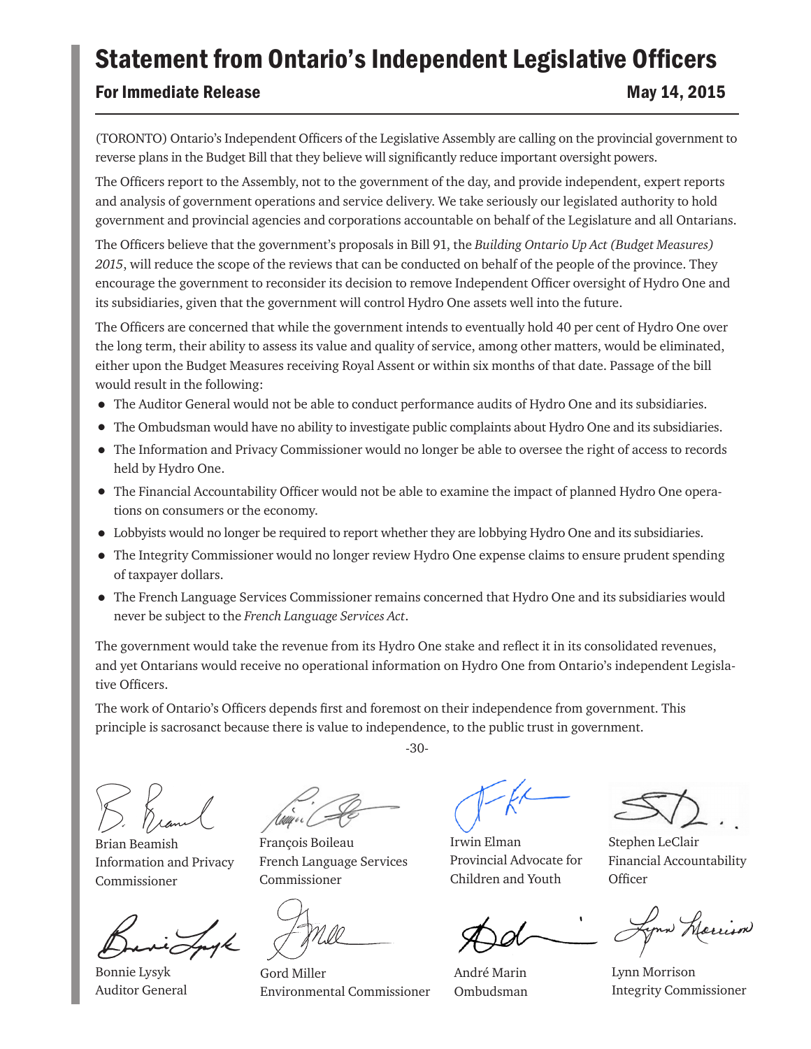# Statement from Ontario's Independent Legislative Officers

**For Immediate Release** **May 14, 2015**

(TORONTO) Ontario's Independent Officers of the Legislative Assembly are calling on the provincial government to reverse plans in the Budget Bill that they believe will significantly reduce important oversight powers.

The Officers report to the Assembly, not to the government of the day, and provide independent, expert reports and analysis of government operations and service delivery. We take seriously our legislated authority to hold government and provincial agencies and corporations accountable on behalf of the Legislature and all Ontarians.

The Officers believe that the government's proposals in Bill 91, the *Building Ontario Up Act (Budget Measures) 2015*, will reduce the scope of the reviews that can be conducted on behalf of the people of the province. They encourage the government to reconsider its decision to remove Independent Officer oversight of Hydro One and its subsidiaries, given that the government will control Hydro One assets well into the future.

The Officers are concerned that while the government intends to eventually hold 40 per cent of Hydro One over the long term, their ability to assess its value and quality of service, among other matters, would be eliminated, either upon the Budget Measures receiving Royal Assent or within six months of that date. Passage of the bill would result in the following:

- The Auditor General would not be able to conduct performance audits of Hydro One and its subsidiaries.
- The Ombudsman would have no ability to investigate public complaints about Hydro One and its subsidiaries.
- The Information and Privacy Commissioner would no longer be able to oversee the right of access to records held by Hydro One.
- The Financial Accountability Officer would not be able to examine the impact of planned Hydro One operations on consumers or the economy.
- Lobbyists would no longer be required to report whether they are lobbying Hydro One and its subsidiaries.
- The Integrity Commissioner would no longer review Hydro One expense claims to ensure prudent spending of taxpayer dollars.
- The French Language Services Commissioner remains concerned that Hydro One and its subsidiaries would never be subject to the *French Language Services Act*.

The government would take the revenue from its Hydro One stake and reflect it in its consolidated revenues, and yet Ontarians would receive no operational information on Hydro One from Ontario's independent Legislative Officers.

The work of Ontario's Officers depends first and foremost on their independence from government. This principle is sacrosanct because there is value to independence, to the public trust in government.

-30-

Brian Beamish
Information and Privacy Commissioner

François Boileau
French Language Services Commissioner

Irwin Elman
Provincial Advocate for Children and Youth

Stephen LeClair
Financial Accountability Officer

Bonnie Lysyk
Auditor General

Gord Miller
Environmental Commissioner

André Marin
Ombudsman

Lynn Morrison
Integrity Commissioner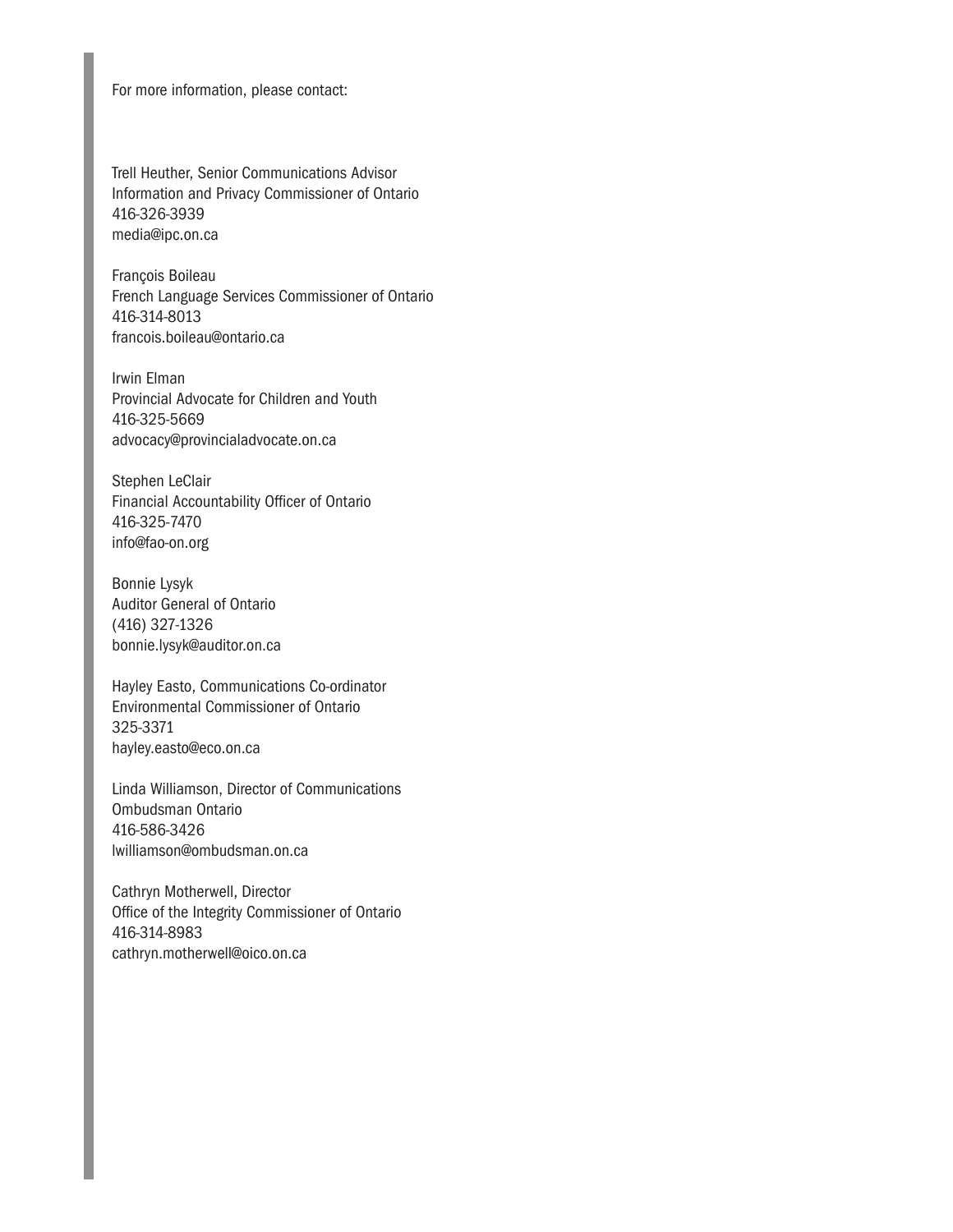For more information, please contact:

Trell Heuther, Senior Communications Advisor
Information and Privacy Commissioner of Ontario
416-326-3939
media@ipc.on.ca

François Boileau
French Language Services Commissioner of Ontario
416-314-8013
francois.boileau@ontario.ca

Irwin Elman
Provincial Advocate for Children and Youth
416-325-5669
advocacy@provincialadvocate.on.ca

Stephen LeClair
Financial Accountability Officer of Ontario
416-325-7470
info@fao-on.org

Bonnie Lysyk
Auditor General of Ontario
(416) 327-1326
bonnie.lysyk@auditor.on.ca

Hayley Easto, Communications Co-ordinator
Environmental Commissioner of Ontario
325-3371
hayley.easto@eco.on.ca

Linda Williamson, Director of Communications
Ombudsman Ontario
416-586-3426
lwilliamson@ombudsman.on.ca

Cathryn Motherwell, Director
Office of the Integrity Commissioner of Ontario
416-314-8983
cathryn.motherwell@oico.on.ca